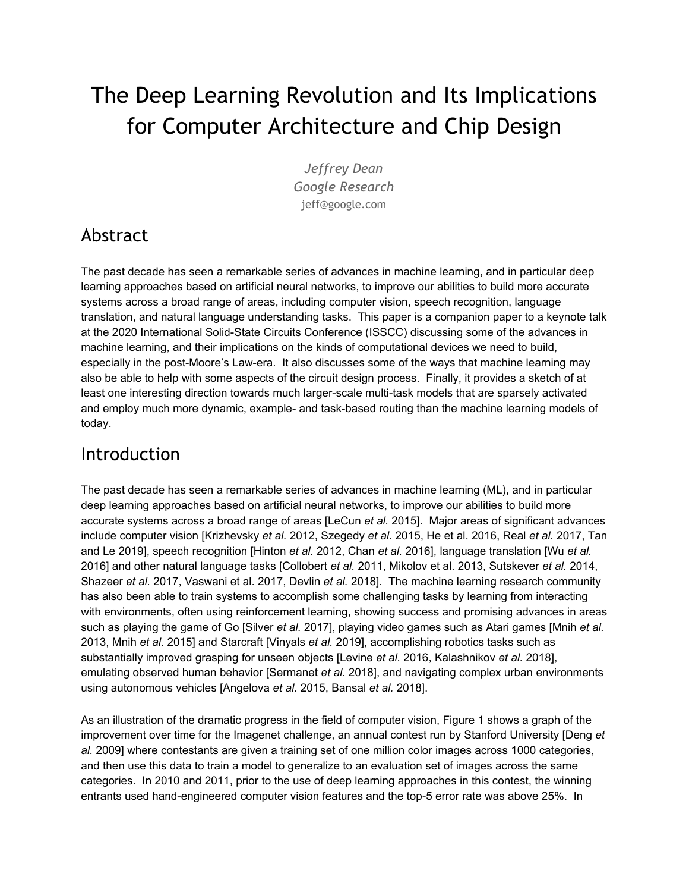# The Deep Learning Revolution and Its Implications for Computer Architecture and Chip Design

*Jeffrey Dean*
*Google Research*
jeff@google.com

## Abstract

The past decade has seen a remarkable series of advances in machine learning, and in particular deep learning approaches based on artificial neural networks, to improve our abilities to build more accurate systems across a broad range of areas, including computer vision, speech recognition, language translation, and natural language understanding tasks. This paper is a companion paper to a keynote talk at the 2020 International Solid-State Circuits Conference (ISSCC) discussing some of the advances in machine learning, and their implications on the kinds of computational devices we need to build, especially in the post-Moore's Law-era. It also discusses some of the ways that machine learning may also be able to help with some aspects of the circuit design process. Finally, it provides a sketch of at least one interesting direction towards much larger-scale multi-task models that are sparsely activated and employ much more dynamic, example- and task-based routing than the machine learning models of today.

## Introduction

The past decade has seen a remarkable series of advances in machine learning (ML), and in particular deep learning approaches based on artificial neural networks, to improve our abilities to build more accurate systems across a broad range of areas [LeCun *et al.* 2015]. Major areas of significant advances include computer vision [Krizhevsky *et al.* 2012, Szegedy *et al.* 2015, He et al. 2016, Real *et al.* 2017, Tan and Le 2019], speech recognition [Hinton *et al.* 2012, Chan *et al.* 2016], language translation [Wu *et al.* 2016] and other natural language tasks [Collobert *et al.* 2011, Mikolov et al. 2013, Sutskever *et al.* 2014, Shazeer *et al.* 2017, Vaswani et al. 2017, Devlin *et al.* 2018]. The machine learning research community has also been able to train systems to accomplish some challenging tasks by learning from interacting with environments, often using reinforcement learning, showing success and promising advances in areas such as playing the game of Go [Silver *et al.* 2017], playing video games such as Atari games [Mnih *et al.* 2013, Mnih *et al.* 2015] and Starcraft [Vinyals *et al.* 2019], accomplishing robotics tasks such as substantially improved grasping for unseen objects [Levine *et al.* 2016, Kalashnikov *et al.* 2018], emulating observed human behavior [Sermanet *et al.* 2018], and navigating complex urban environments using autonomous vehicles [Angelova *et al.* 2015, Bansal *et al.* 2018].

As an illustration of the dramatic progress in the field of computer vision, Figure 1 shows a graph of the improvement over time for the Imagenet challenge, an annual contest run by Stanford University [Deng *et al.* 2009] where contestants are given a training set of one million color images across 1000 categories, and then use this data to train a model to generalize to an evaluation set of images across the same categories. In 2010 and 2011, prior to the use of deep learning approaches in this contest, the winning entrants used hand-engineered computer vision features and the top-5 error rate was above 25%. In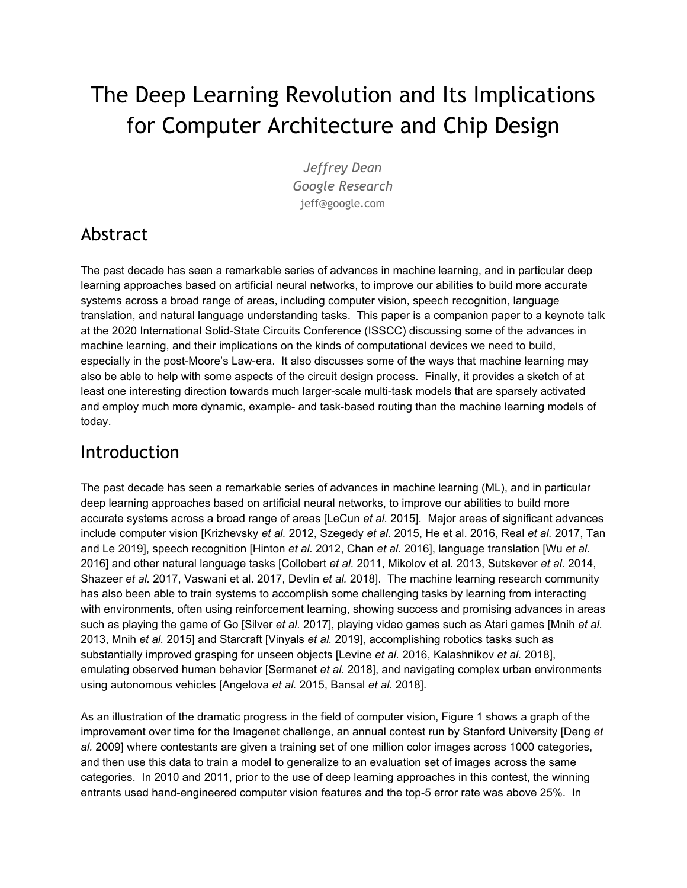# The Deep Learning Revolution and Its Implications for Computer Architecture and Chip Design

*Jeffrey Dean*
*Google Research*
jeff@google.com

## Abstract

The past decade has seen a remarkable series of advances in machine learning, and in particular deep learning approaches based on artificial neural networks, to improve our abilities to build more accurate systems across a broad range of areas, including computer vision, speech recognition, language translation, and natural language understanding tasks. This paper is a companion paper to a keynote talk at the 2020 International Solid-State Circuits Conference (ISSCC) discussing some of the advances in machine learning, and their implications on the kinds of computational devices we need to build, especially in the post-Moore's Law-era. It also discusses some of the ways that machine learning may also be able to help with some aspects of the circuit design process. Finally, it provides a sketch of at least one interesting direction towards much larger-scale multi-task models that are sparsely activated and employ much more dynamic, example- and task-based routing than the machine learning models of today.

## Introduction

The past decade has seen a remarkable series of advances in machine learning (ML), and in particular deep learning approaches based on artificial neural networks, to improve our abilities to build more accurate systems across a broad range of areas [LeCun *et al.* 2015]. Major areas of significant advances include computer vision [Krizhevsky *et al.* 2012, Szegedy *et al.* 2015, He et al. 2016, Real *et al.* 2017, Tan and Le 2019], speech recognition [Hinton *et al.* 2012, Chan *et al.* 2016], language translation [Wu *et al.* 2016] and other natural language tasks [Collobert *et al.* 2011, Mikolov et al. 2013, Sutskever *et al.* 2014, Shazeer *et al.* 2017, Vaswani et al. 2017, Devlin *et al.* 2018]. The machine learning research community has also been able to train systems to accomplish some challenging tasks by learning from interacting with environments, often using reinforcement learning, showing success and promising advances in areas such as playing the game of Go [Silver *et al.* 2017], playing video games such as Atari games [Mnih *et al.* 2013, Mnih *et al.* 2015] and Starcraft [Vinyals *et al.* 2019], accomplishing robotics tasks such as substantially improved grasping for unseen objects [Levine *et al.* 2016, Kalashnikov *et al.* 2018], emulating observed human behavior [Sermanet *et al.* 2018], and navigating complex urban environments using autonomous vehicles [Angelova *et al.* 2015, Bansal *et al.* 2018].

As an illustration of the dramatic progress in the field of computer vision, Figure 1 shows a graph of the improvement over time for the Imagenet challenge, an annual contest run by Stanford University [Deng *et al.* 2009] where contestants are given a training set of one million color images across 1000 categories, and then use this data to train a model to generalize to an evaluation set of images across the same categories. In 2010 and 2011, prior to the use of deep learning approaches in this contest, the winning entrants used hand-engineered computer vision features and the top-5 error rate was above 25%. In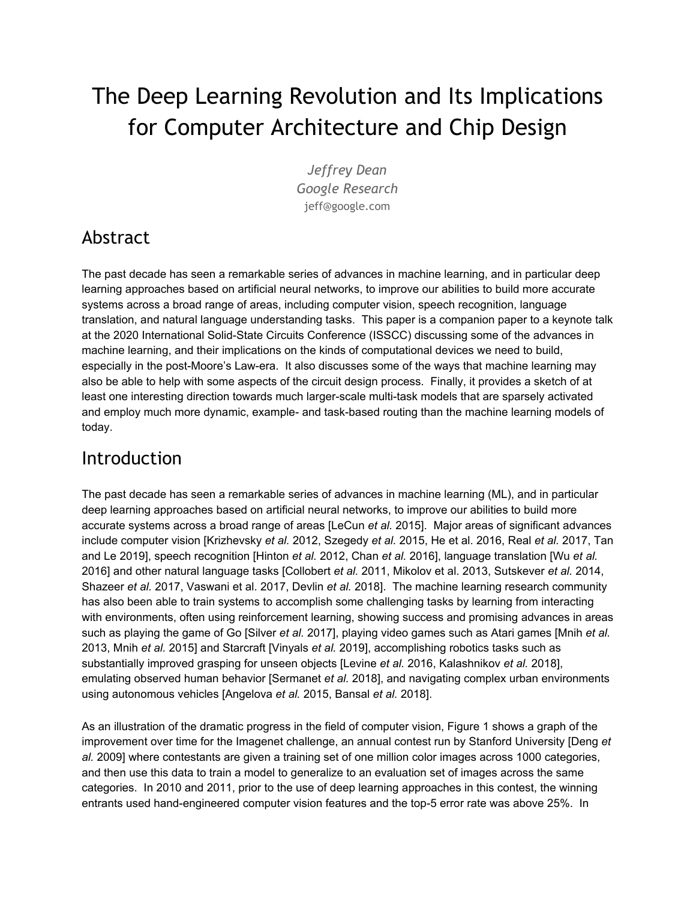# The Deep Learning Revolution and Its Implications for Computer Architecture and Chip Design

*Jeffrey Dean*
*Google Research*
jeff@google.com

## Abstract

The past decade has seen a remarkable series of advances in machine learning, and in particular deep learning approaches based on artificial neural networks, to improve our abilities to build more accurate systems across a broad range of areas, including computer vision, speech recognition, language translation, and natural language understanding tasks. This paper is a companion paper to a keynote talk at the 2020 International Solid-State Circuits Conference (ISSCC) discussing some of the advances in machine learning, and their implications on the kinds of computational devices we need to build, especially in the post-Moore's Law-era. It also discusses some of the ways that machine learning may also be able to help with some aspects of the circuit design process. Finally, it provides a sketch of at least one interesting direction towards much larger-scale multi-task models that are sparsely activated and employ much more dynamic, example- and task-based routing than the machine learning models of today.

## Introduction

The past decade has seen a remarkable series of advances in machine learning (ML), and in particular deep learning approaches based on artificial neural networks, to improve our abilities to build more accurate systems across a broad range of areas [LeCun *et al.* 2015]. Major areas of significant advances include computer vision [Krizhevsky *et al.* 2012, Szegedy *et al.* 2015, He et al. 2016, Real *et al.* 2017, Tan and Le 2019], speech recognition [Hinton *et al.* 2012, Chan *et al.* 2016], language translation [Wu *et al.* 2016] and other natural language tasks [Collobert *et al.* 2011, Mikolov et al. 2013, Sutskever *et al.* 2014, Shazeer *et al.* 2017, Vaswani et al. 2017, Devlin *et al.* 2018]. The machine learning research community has also been able to train systems to accomplish some challenging tasks by learning from interacting with environments, often using reinforcement learning, showing success and promising advances in areas such as playing the game of Go [Silver *et al.* 2017], playing video games such as Atari games [Mnih *et al.* 2013, Mnih *et al.* 2015] and Starcraft [Vinyals *et al.* 2019], accomplishing robotics tasks such as substantially improved grasping for unseen objects [Levine *et al.* 2016, Kalashnikov *et al.* 2018], emulating observed human behavior [Sermanet *et al.* 2018], and navigating complex urban environments using autonomous vehicles [Angelova *et al.* 2015, Bansal *et al.* 2018].

As an illustration of the dramatic progress in the field of computer vision, Figure 1 shows a graph of the improvement over time for the Imagenet challenge, an annual contest run by Stanford University [Deng *et al.* 2009] where contestants are given a training set of one million color images across 1000 categories, and then use this data to train a model to generalize to an evaluation set of images across the same categories. In 2010 and 2011, prior to the use of deep learning approaches in this contest, the winning entrants used hand-engineered computer vision features and the top-5 error rate was above 25%. In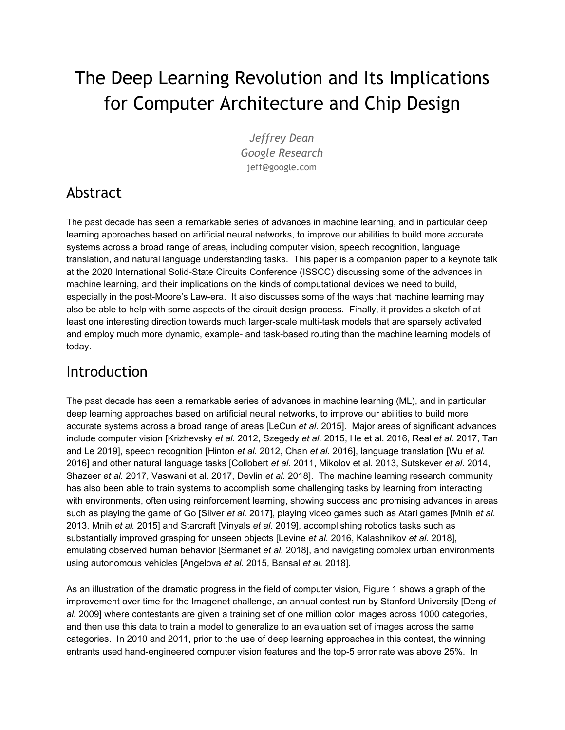# The Deep Learning Revolution and Its Implications for Computer Architecture and Chip Design

*Jeffrey Dean*
*Google Research*
jeff@google.com

## Abstract

The past decade has seen a remarkable series of advances in machine learning, and in particular deep learning approaches based on artificial neural networks, to improve our abilities to build more accurate systems across a broad range of areas, including computer vision, speech recognition, language translation, and natural language understanding tasks. This paper is a companion paper to a keynote talk at the 2020 International Solid-State Circuits Conference (ISSCC) discussing some of the advances in machine learning, and their implications on the kinds of computational devices we need to build, especially in the post-Moore's Law-era. It also discusses some of the ways that machine learning may also be able to help with some aspects of the circuit design process. Finally, it provides a sketch of at least one interesting direction towards much larger-scale multi-task models that are sparsely activated and employ much more dynamic, example- and task-based routing than the machine learning models of today.

## Introduction

The past decade has seen a remarkable series of advances in machine learning (ML), and in particular deep learning approaches based on artificial neural networks, to improve our abilities to build more accurate systems across a broad range of areas [LeCun *et al.* 2015]. Major areas of significant advances include computer vision [Krizhevsky *et al.* 2012, Szegedy *et al.* 2015, He et al. 2016, Real *et al.* 2017, Tan and Le 2019], speech recognition [Hinton *et al.* 2012, Chan *et al.* 2016], language translation [Wu *et al.* 2016] and other natural language tasks [Collobert *et al.* 2011, Mikolov et al. 2013, Sutskever *et al.* 2014, Shazeer *et al.* 2017, Vaswani et al. 2017, Devlin *et al.* 2018]. The machine learning research community has also been able to train systems to accomplish some challenging tasks by learning from interacting with environments, often using reinforcement learning, showing success and promising advances in areas such as playing the game of Go [Silver *et al.* 2017], playing video games such as Atari games [Mnih *et al.* 2013, Mnih *et al.* 2015] and Starcraft [Vinyals *et al.* 2019], accomplishing robotics tasks such as substantially improved grasping for unseen objects [Levine *et al.* 2016, Kalashnikov *et al.* 2018], emulating observed human behavior [Sermanet *et al.* 2018], and navigating complex urban environments using autonomous vehicles [Angelova *et al.* 2015, Bansal *et al.* 2018].

As an illustration of the dramatic progress in the field of computer vision, Figure 1 shows a graph of the improvement over time for the Imagenet challenge, an annual contest run by Stanford University [Deng *et al.* 2009] where contestants are given a training set of one million color images across 1000 categories, and then use this data to train a model to generalize to an evaluation set of images across the same categories. In 2010 and 2011, prior to the use of deep learning approaches in this contest, the winning entrants used hand-engineered computer vision features and the top-5 error rate was above 25%. In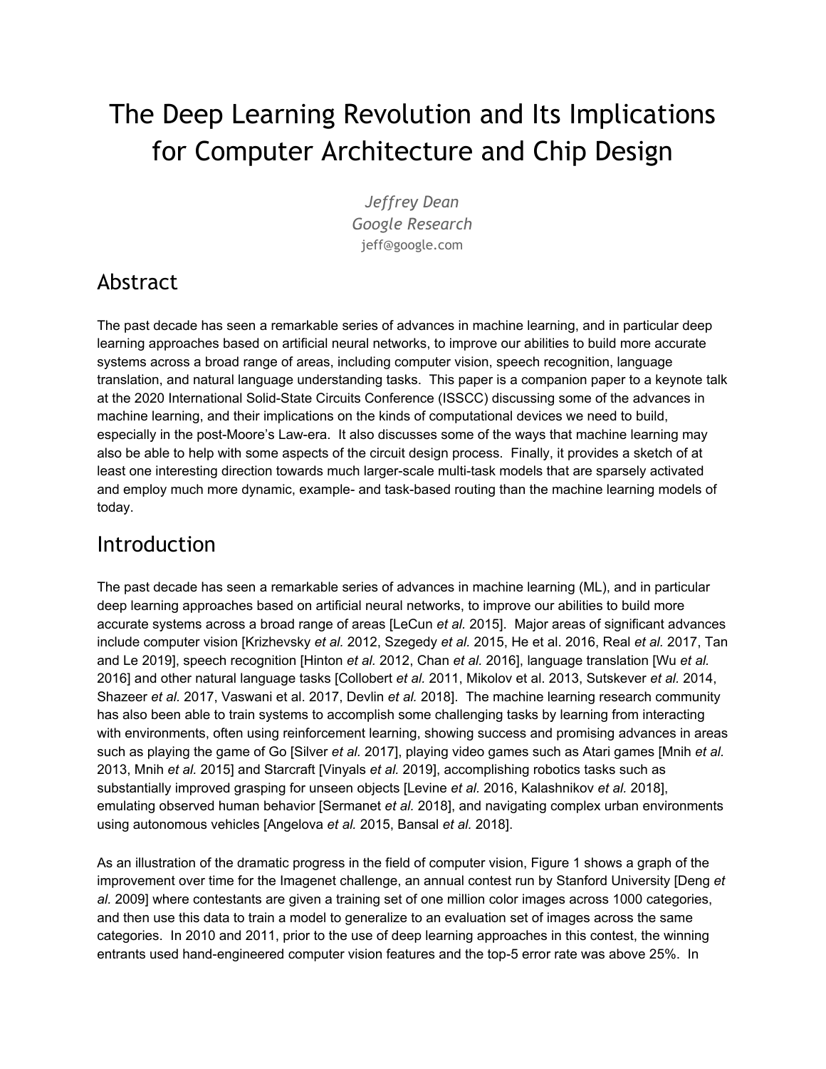# The Deep Learning Revolution and Its Implications for Computer Architecture and Chip Design

*Jeffrey Dean*
*Google Research*
jeff@google.com

## Abstract

The past decade has seen a remarkable series of advances in machine learning, and in particular deep learning approaches based on artificial neural networks, to improve our abilities to build more accurate systems across a broad range of areas, including computer vision, speech recognition, language translation, and natural language understanding tasks. This paper is a companion paper to a keynote talk at the 2020 International Solid-State Circuits Conference (ISSCC) discussing some of the advances in machine learning, and their implications on the kinds of computational devices we need to build, especially in the post-Moore's Law-era. It also discusses some of the ways that machine learning may also be able to help with some aspects of the circuit design process. Finally, it provides a sketch of at least one interesting direction towards much larger-scale multi-task models that are sparsely activated and employ much more dynamic, example- and task-based routing than the machine learning models of today.

## Introduction

The past decade has seen a remarkable series of advances in machine learning (ML), and in particular deep learning approaches based on artificial neural networks, to improve our abilities to build more accurate systems across a broad range of areas [LeCun *et al.* 2015]. Major areas of significant advances include computer vision [Krizhevsky *et al.* 2012, Szegedy *et al.* 2015, He et al. 2016, Real *et al.* 2017, Tan and Le 2019], speech recognition [Hinton *et al.* 2012, Chan *et al.* 2016], language translation [Wu *et al.* 2016] and other natural language tasks [Collobert *et al.* 2011, Mikolov et al. 2013, Sutskever *et al.* 2014, Shazeer *et al.* 2017, Vaswani et al. 2017, Devlin *et al.* 2018]. The machine learning research community has also been able to train systems to accomplish some challenging tasks by learning from interacting with environments, often using reinforcement learning, showing success and promising advances in areas such as playing the game of Go [Silver *et al.* 2017], playing video games such as Atari games [Mnih *et al.* 2013, Mnih *et al.* 2015] and Starcraft [Vinyals *et al.* 2019], accomplishing robotics tasks such as substantially improved grasping for unseen objects [Levine *et al.* 2016, Kalashnikov *et al.* 2018], emulating observed human behavior [Sermanet *et al.* 2018], and navigating complex urban environments using autonomous vehicles [Angelova *et al.* 2015, Bansal *et al.* 2018].

As an illustration of the dramatic progress in the field of computer vision, Figure 1 shows a graph of the improvement over time for the Imagenet challenge, an annual contest run by Stanford University [Deng *et al.* 2009] where contestants are given a training set of one million color images across 1000 categories, and then use this data to train a model to generalize to an evaluation set of images across the same categories. In 2010 and 2011, prior to the use of deep learning approaches in this contest, the winning entrants used hand-engineered computer vision features and the top-5 error rate was above 25%. In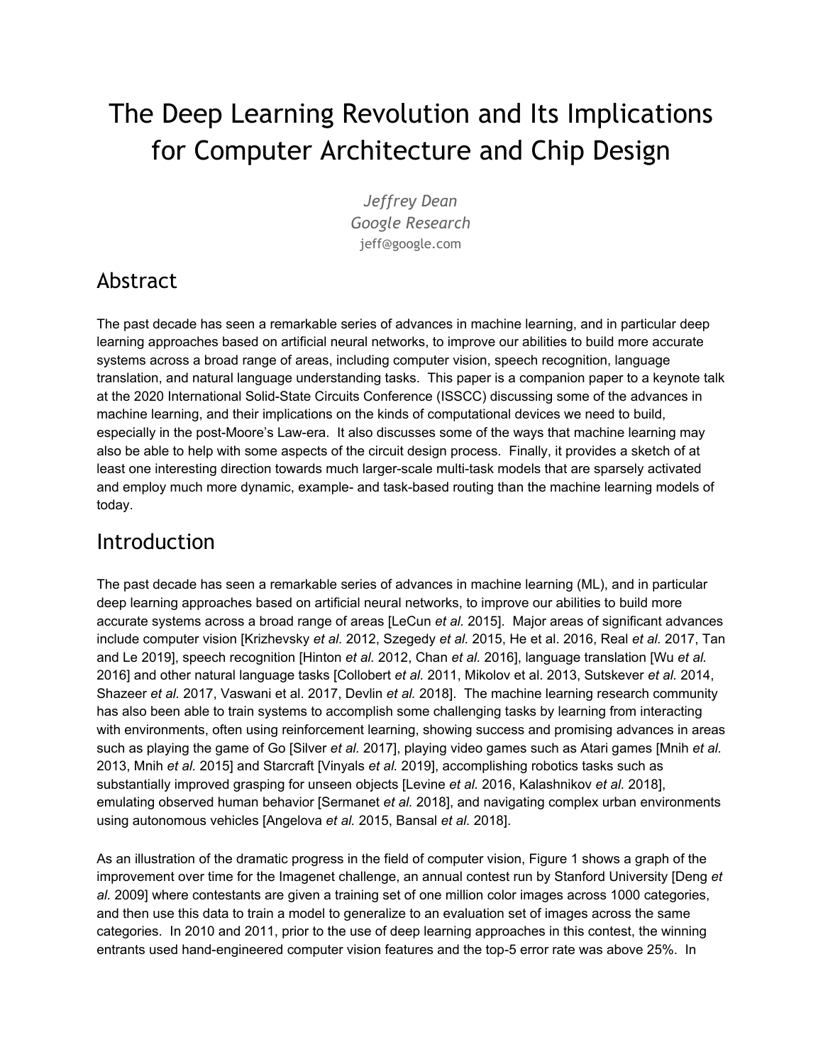# The Deep Learning Revolution and Its Implications for Computer Architecture and Chip Design

*Jeffrey Dean*
*Google Research*
jeff@google.com

## Abstract

The past decade has seen a remarkable series of advances in machine learning, and in particular deep learning approaches based on artificial neural networks, to improve our abilities to build more accurate systems across a broad range of areas, including computer vision, speech recognition, language translation, and natural language understanding tasks. This paper is a companion paper to a keynote talk at the 2020 International Solid-State Circuits Conference (ISSCC) discussing some of the advances in machine learning, and their implications on the kinds of computational devices we need to build, especially in the post-Moore's Law-era. It also discusses some of the ways that machine learning may also be able to help with some aspects of the circuit design process. Finally, it provides a sketch of at least one interesting direction towards much larger-scale multi-task models that are sparsely activated and employ much more dynamic, example- and task-based routing than the machine learning models of today.

## Introduction

The past decade has seen a remarkable series of advances in machine learning (ML), and in particular deep learning approaches based on artificial neural networks, to improve our abilities to build more accurate systems across a broad range of areas [LeCun *et al.* 2015]. Major areas of significant advances include computer vision [Krizhevsky *et al.* 2012, Szegedy *et al.* 2015, He et al. 2016, Real *et al.* 2017, Tan and Le 2019], speech recognition [Hinton *et al.* 2012, Chan *et al.* 2016], language translation [Wu *et al.* 2016] and other natural language tasks [Collobert *et al.* 2011, Mikolov et al. 2013, Sutskever *et al.* 2014, Shazeer *et al.* 2017, Vaswani et al. 2017, Devlin *et al.* 2018]. The machine learning research community has also been able to train systems to accomplish some challenging tasks by learning from interacting with environments, often using reinforcement learning, showing success and promising advances in areas such as playing the game of Go [Silver *et al.* 2017], playing video games such as Atari games [Mnih *et al.* 2013, Mnih *et al.* 2015] and Starcraft [Vinyals *et al.* 2019], accomplishing robotics tasks such as substantially improved grasping for unseen objects [Levine *et al.* 2016, Kalashnikov *et al.* 2018], emulating observed human behavior [Sermanet *et al.* 2018], and navigating complex urban environments using autonomous vehicles [Angelova *et al.* 2015, Bansal *et al.* 2018].

As an illustration of the dramatic progress in the field of computer vision, Figure 1 shows a graph of the improvement over time for the Imagenet challenge, an annual contest run by Stanford University [Deng *et al.* 2009] where contestants are given a training set of one million color images across 1000 categories, and then use this data to train a model to generalize to an evaluation set of images across the same categories. In 2010 and 2011, prior to the use of deep learning approaches in this contest, the winning entrants used hand-engineered computer vision features and the top-5 error rate was above 25%. In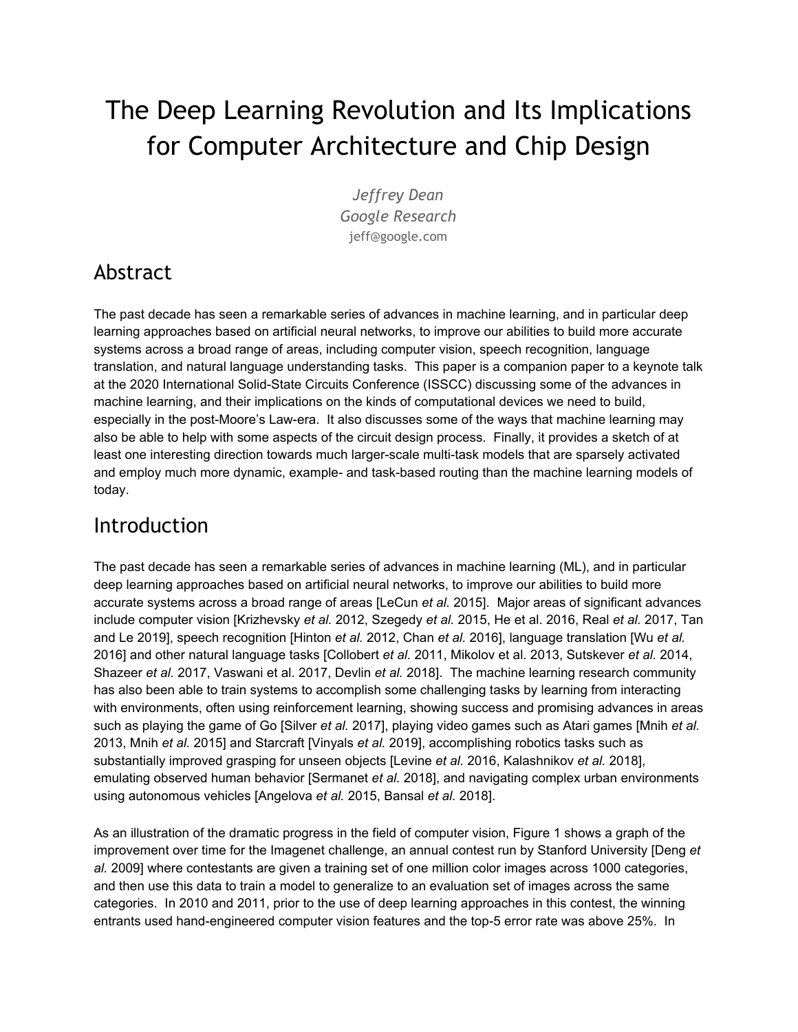# The Deep Learning Revolution and Its Implications for Computer Architecture and Chip Design

*Jeffrey Dean*
*Google Research*
jeff@google.com

## Abstract

The past decade has seen a remarkable series of advances in machine learning, and in particular deep learning approaches based on artificial neural networks, to improve our abilities to build more accurate systems across a broad range of areas, including computer vision, speech recognition, language translation, and natural language understanding tasks. This paper is a companion paper to a keynote talk at the 2020 International Solid-State Circuits Conference (ISSCC) discussing some of the advances in machine learning, and their implications on the kinds of computational devices we need to build, especially in the post-Moore's Law-era. It also discusses some of the ways that machine learning may also be able to help with some aspects of the circuit design process. Finally, it provides a sketch of at least one interesting direction towards much larger-scale multi-task models that are sparsely activated and employ much more dynamic, example- and task-based routing than the machine learning models of today.

## Introduction

The past decade has seen a remarkable series of advances in machine learning (ML), and in particular deep learning approaches based on artificial neural networks, to improve our abilities to build more accurate systems across a broad range of areas [LeCun *et al.* 2015]. Major areas of significant advances include computer vision [Krizhevsky *et al.* 2012, Szegedy *et al.* 2015, He et al. 2016, Real *et al.* 2017, Tan and Le 2019], speech recognition [Hinton *et al.* 2012, Chan *et al.* 2016], language translation [Wu *et al.* 2016] and other natural language tasks [Collobert *et al.* 2011, Mikolov et al. 2013, Sutskever *et al.* 2014, Shazeer *et al.* 2017, Vaswani et al. 2017, Devlin *et al.* 2018]. The machine learning research community has also been able to train systems to accomplish some challenging tasks by learning from interacting with environments, often using reinforcement learning, showing success and promising advances in areas such as playing the game of Go [Silver *et al.* 2017], playing video games such as Atari games [Mnih *et al.* 2013, Mnih *et al.* 2015] and Starcraft [Vinyals *et al.* 2019], accomplishing robotics tasks such as substantially improved grasping for unseen objects [Levine *et al.* 2016, Kalashnikov *et al.* 2018], emulating observed human behavior [Sermanet *et al.* 2018], and navigating complex urban environments using autonomous vehicles [Angelova *et al.* 2015, Bansal *et al.* 2018].

As an illustration of the dramatic progress in the field of computer vision, Figure 1 shows a graph of the improvement over time for the Imagenet challenge, an annual contest run by Stanford University [Deng *et al.* 2009] where contestants are given a training set of one million color images across 1000 categories, and then use this data to train a model to generalize to an evaluation set of images across the same categories. In 2010 and 2011, prior to the use of deep learning approaches in this contest, the winning entrants used hand-engineered computer vision features and the top-5 error rate was above 25%. In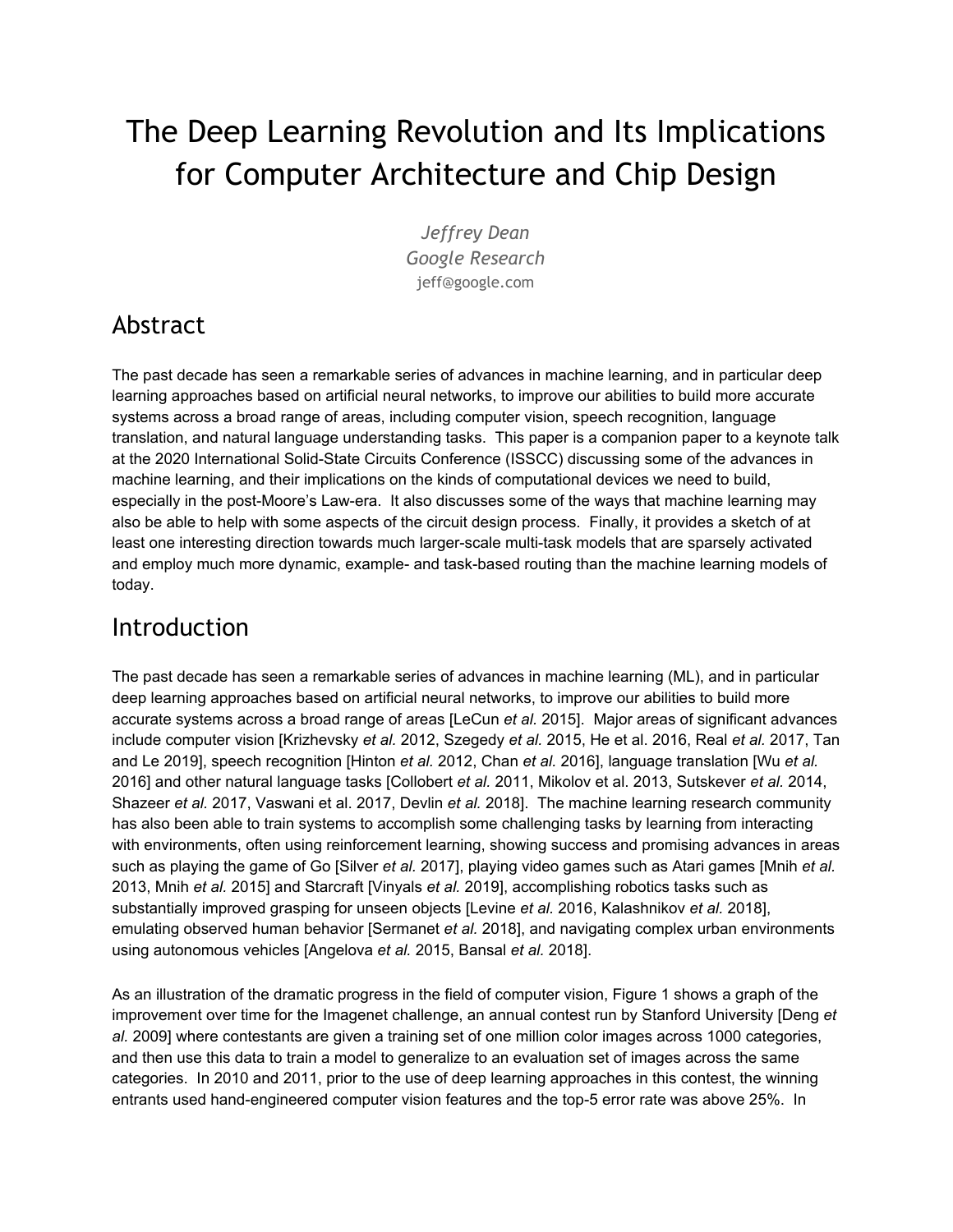# The Deep Learning Revolution and Its Implications for Computer Architecture and Chip Design

*Jeffrey Dean*
*Google Research*
jeff@google.com

## Abstract

The past decade has seen a remarkable series of advances in machine learning, and in particular deep learning approaches based on artificial neural networks, to improve our abilities to build more accurate systems across a broad range of areas, including computer vision, speech recognition, language translation, and natural language understanding tasks. This paper is a companion paper to a keynote talk at the 2020 International Solid-State Circuits Conference (ISSCC) discussing some of the advances in machine learning, and their implications on the kinds of computational devices we need to build, especially in the post-Moore's Law-era. It also discusses some of the ways that machine learning may also be able to help with some aspects of the circuit design process. Finally, it provides a sketch of at least one interesting direction towards much larger-scale multi-task models that are sparsely activated and employ much more dynamic, example- and task-based routing than the machine learning models of today.

## Introduction

The past decade has seen a remarkable series of advances in machine learning (ML), and in particular deep learning approaches based on artificial neural networks, to improve our abilities to build more accurate systems across a broad range of areas [LeCun *et al.* 2015]. Major areas of significant advances include computer vision [Krizhevsky *et al.* 2012, Szegedy *et al.* 2015, He et al. 2016, Real *et al.* 2017, Tan and Le 2019], speech recognition [Hinton *et al.* 2012, Chan *et al.* 2016], language translation [Wu *et al.* 2016] and other natural language tasks [Collobert *et al.* 2011, Mikolov et al. 2013, Sutskever *et al.* 2014, Shazeer *et al.* 2017, Vaswani et al. 2017, Devlin *et al.* 2018]. The machine learning research community has also been able to train systems to accomplish some challenging tasks by learning from interacting with environments, often using reinforcement learning, showing success and promising advances in areas such as playing the game of Go [Silver *et al.* 2017], playing video games such as Atari games [Mnih *et al.* 2013, Mnih *et al.* 2015] and Starcraft [Vinyals *et al.* 2019], accomplishing robotics tasks such as substantially improved grasping for unseen objects [Levine *et al.* 2016, Kalashnikov *et al.* 2018], emulating observed human behavior [Sermanet *et al.* 2018], and navigating complex urban environments using autonomous vehicles [Angelova *et al.* 2015, Bansal *et al.* 2018].

As an illustration of the dramatic progress in the field of computer vision, Figure 1 shows a graph of the improvement over time for the Imagenet challenge, an annual contest run by Stanford University [Deng *et al.* 2009] where contestants are given a training set of one million color images across 1000 categories, and then use this data to train a model to generalize to an evaluation set of images across the same categories. In 2010 and 2011, prior to the use of deep learning approaches in this contest, the winning entrants used hand-engineered computer vision features and the top-5 error rate was above 25%. In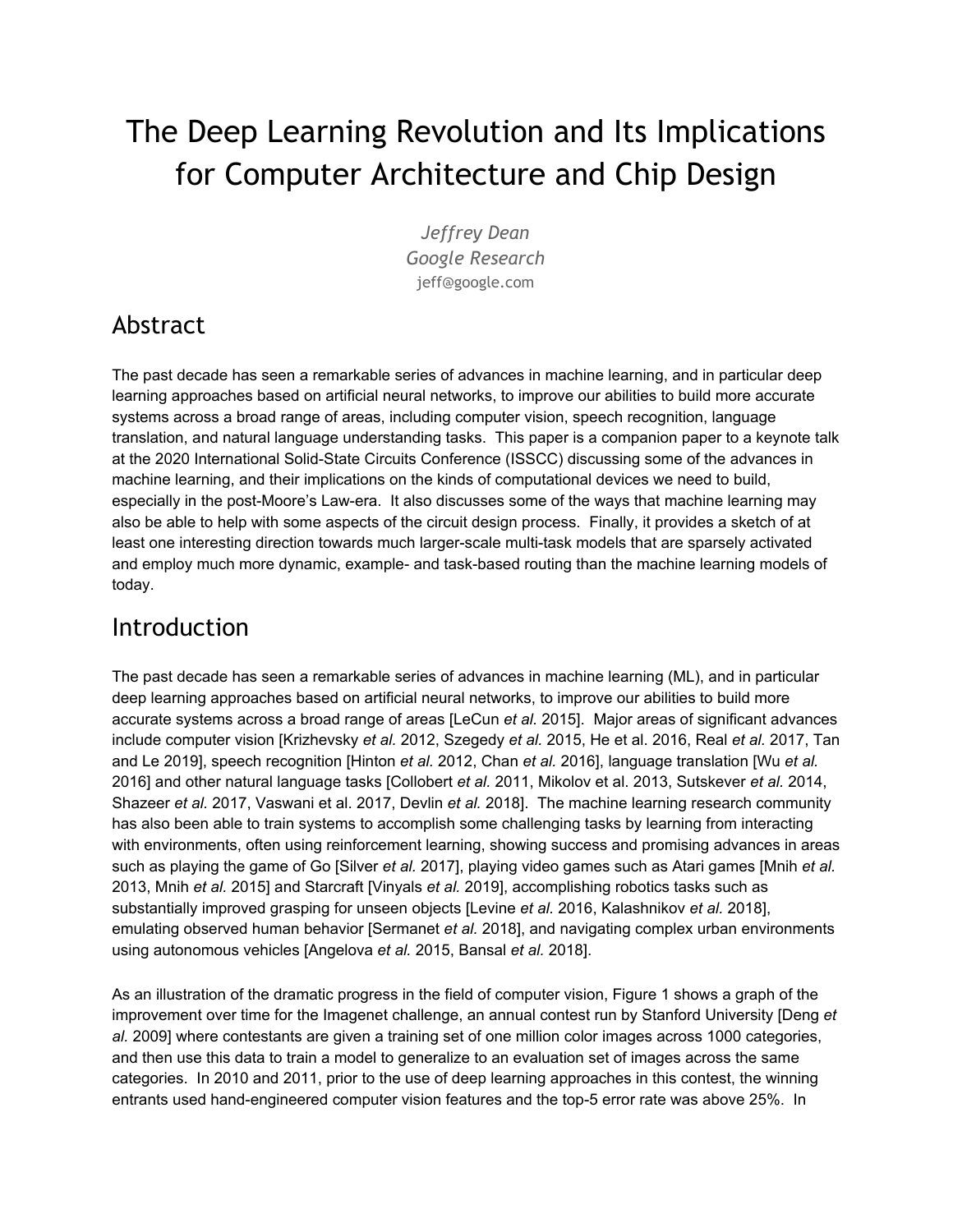# The Deep Learning Revolution and Its Implications for Computer Architecture and Chip Design

*Jeffrey Dean*
*Google Research*
jeff@google.com

## Abstract

The past decade has seen a remarkable series of advances in machine learning, and in particular deep learning approaches based on artificial neural networks, to improve our abilities to build more accurate systems across a broad range of areas, including computer vision, speech recognition, language translation, and natural language understanding tasks. This paper is a companion paper to a keynote talk at the 2020 International Solid-State Circuits Conference (ISSCC) discussing some of the advances in machine learning, and their implications on the kinds of computational devices we need to build, especially in the post-Moore's Law-era. It also discusses some of the ways that machine learning may also be able to help with some aspects of the circuit design process. Finally, it provides a sketch of at least one interesting direction towards much larger-scale multi-task models that are sparsely activated and employ much more dynamic, example- and task-based routing than the machine learning models of today.

## Introduction

The past decade has seen a remarkable series of advances in machine learning (ML), and in particular deep learning approaches based on artificial neural networks, to improve our abilities to build more accurate systems across a broad range of areas [LeCun *et al.* 2015]. Major areas of significant advances include computer vision [Krizhevsky *et al.* 2012, Szegedy *et al.* 2015, He et al. 2016, Real *et al.* 2017, Tan and Le 2019], speech recognition [Hinton *et al.* 2012, Chan *et al.* 2016], language translation [Wu *et al.* 2016] and other natural language tasks [Collobert *et al.* 2011, Mikolov et al. 2013, Sutskever *et al.* 2014, Shazeer *et al.* 2017, Vaswani et al. 2017, Devlin *et al.* 2018]. The machine learning research community has also been able to train systems to accomplish some challenging tasks by learning from interacting with environments, often using reinforcement learning, showing success and promising advances in areas such as playing the game of Go [Silver *et al.* 2017], playing video games such as Atari games [Mnih *et al.* 2013, Mnih *et al.* 2015] and Starcraft [Vinyals *et al.* 2019], accomplishing robotics tasks such as substantially improved grasping for unseen objects [Levine *et al.* 2016, Kalashnikov *et al.* 2018], emulating observed human behavior [Sermanet *et al.* 2018], and navigating complex urban environments using autonomous vehicles [Angelova *et al.* 2015, Bansal *et al.* 2018].

As an illustration of the dramatic progress in the field of computer vision, Figure 1 shows a graph of the improvement over time for the Imagenet challenge, an annual contest run by Stanford University [Deng *et al.* 2009] where contestants are given a training set of one million color images across 1000 categories, and then use this data to train a model to generalize to an evaluation set of images across the same categories. In 2010 and 2011, prior to the use of deep learning approaches in this contest, the winning entrants used hand-engineered computer vision features and the top-5 error rate was above 25%. In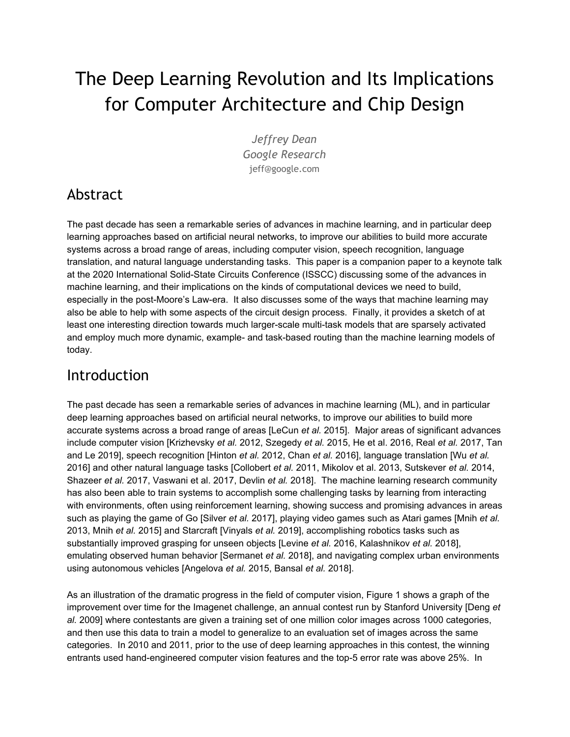# The Deep Learning Revolution and Its Implications for Computer Architecture and Chip Design

*Jeffrey Dean*
*Google Research*
jeff@google.com

## Abstract

The past decade has seen a remarkable series of advances in machine learning, and in particular deep learning approaches based on artificial neural networks, to improve our abilities to build more accurate systems across a broad range of areas, including computer vision, speech recognition, language translation, and natural language understanding tasks. This paper is a companion paper to a keynote talk at the 2020 International Solid-State Circuits Conference (ISSCC) discussing some of the advances in machine learning, and their implications on the kinds of computational devices we need to build, especially in the post-Moore's Law-era. It also discusses some of the ways that machine learning may also be able to help with some aspects of the circuit design process. Finally, it provides a sketch of at least one interesting direction towards much larger-scale multi-task models that are sparsely activated and employ much more dynamic, example- and task-based routing than the machine learning models of today.

## Introduction

The past decade has seen a remarkable series of advances in machine learning (ML), and in particular deep learning approaches based on artificial neural networks, to improve our abilities to build more accurate systems across a broad range of areas [LeCun *et al.* 2015]. Major areas of significant advances include computer vision [Krizhevsky *et al.* 2012, Szegedy *et al.* 2015, He et al. 2016, Real *et al.* 2017, Tan and Le 2019], speech recognition [Hinton *et al.* 2012, Chan *et al.* 2016], language translation [Wu *et al.* 2016] and other natural language tasks [Collobert *et al.* 2011, Mikolov et al. 2013, Sutskever *et al.* 2014, Shazeer *et al.* 2017, Vaswani et al. 2017, Devlin *et al.* 2018]. The machine learning research community has also been able to train systems to accomplish some challenging tasks by learning from interacting with environments, often using reinforcement learning, showing success and promising advances in areas such as playing the game of Go [Silver *et al.* 2017], playing video games such as Atari games [Mnih *et al.* 2013, Mnih *et al.* 2015] and Starcraft [Vinyals *et al.* 2019], accomplishing robotics tasks such as substantially improved grasping for unseen objects [Levine *et al.* 2016, Kalashnikov *et al.* 2018], emulating observed human behavior [Sermanet *et al.* 2018], and navigating complex urban environments using autonomous vehicles [Angelova *et al.* 2015, Bansal *et al.* 2018].

As an illustration of the dramatic progress in the field of computer vision, Figure 1 shows a graph of the improvement over time for the Imagenet challenge, an annual contest run by Stanford University [Deng *et al.* 2009] where contestants are given a training set of one million color images across 1000 categories, and then use this data to train a model to generalize to an evaluation set of images across the same categories. In 2010 and 2011, prior to the use of deep learning approaches in this contest, the winning entrants used hand-engineered computer vision features and the top-5 error rate was above 25%. In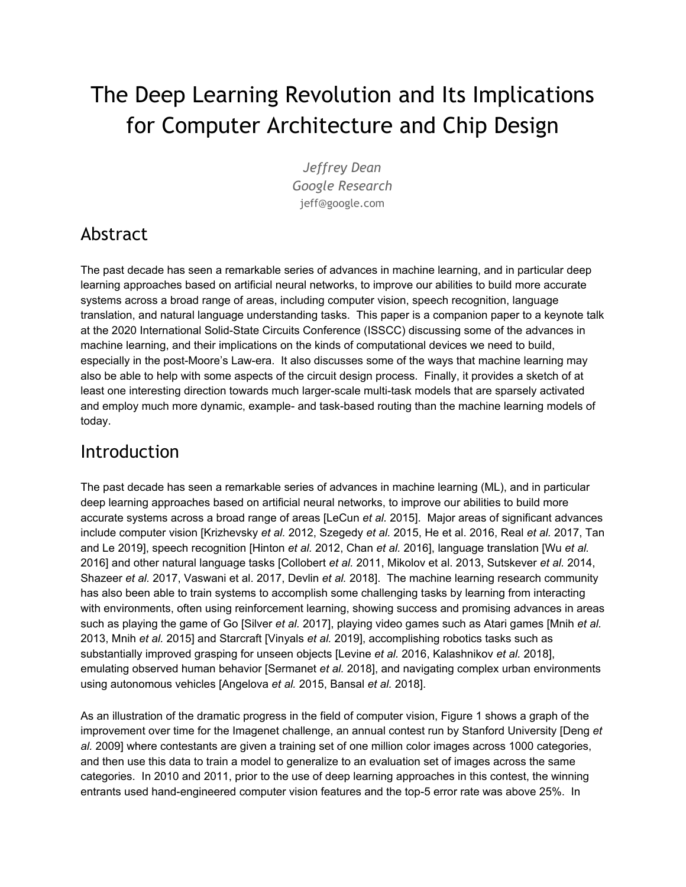# The Deep Learning Revolution and Its Implications for Computer Architecture and Chip Design

*Jeffrey Dean*
*Google Research*
jeff@google.com

## Abstract

The past decade has seen a remarkable series of advances in machine learning, and in particular deep learning approaches based on artificial neural networks, to improve our abilities to build more accurate systems across a broad range of areas, including computer vision, speech recognition, language translation, and natural language understanding tasks. This paper is a companion paper to a keynote talk at the 2020 International Solid-State Circuits Conference (ISSCC) discussing some of the advances in machine learning, and their implications on the kinds of computational devices we need to build, especially in the post-Moore's Law-era. It also discusses some of the ways that machine learning may also be able to help with some aspects of the circuit design process. Finally, it provides a sketch of at least one interesting direction towards much larger-scale multi-task models that are sparsely activated and employ much more dynamic, example- and task-based routing than the machine learning models of today.

## Introduction

The past decade has seen a remarkable series of advances in machine learning (ML), and in particular deep learning approaches based on artificial neural networks, to improve our abilities to build more accurate systems across a broad range of areas [LeCun *et al.* 2015]. Major areas of significant advances include computer vision [Krizhevsky *et al.* 2012, Szegedy *et al.* 2015, He et al. 2016, Real *et al.* 2017, Tan and Le 2019], speech recognition [Hinton *et al.* 2012, Chan *et al.* 2016], language translation [Wu *et al.* 2016] and other natural language tasks [Collobert *et al.* 2011, Mikolov et al. 2013, Sutskever *et al.* 2014, Shazeer *et al.* 2017, Vaswani et al. 2017, Devlin *et al.* 2018]. The machine learning research community has also been able to train systems to accomplish some challenging tasks by learning from interacting with environments, often using reinforcement learning, showing success and promising advances in areas such as playing the game of Go [Silver *et al.* 2017], playing video games such as Atari games [Mnih *et al.* 2013, Mnih *et al.* 2015] and Starcraft [Vinyals *et al.* 2019], accomplishing robotics tasks such as substantially improved grasping for unseen objects [Levine *et al.* 2016, Kalashnikov *et al.* 2018], emulating observed human behavior [Sermanet *et al.* 2018], and navigating complex urban environments using autonomous vehicles [Angelova *et al.* 2015, Bansal *et al.* 2018].

As an illustration of the dramatic progress in the field of computer vision, Figure 1 shows a graph of the improvement over time for the Imagenet challenge, an annual contest run by Stanford University [Deng *et al.* 2009] where contestants are given a training set of one million color images across 1000 categories, and then use this data to train a model to generalize to an evaluation set of images across the same categories. In 2010 and 2011, prior to the use of deep learning approaches in this contest, the winning entrants used hand-engineered computer vision features and the top-5 error rate was above 25%. In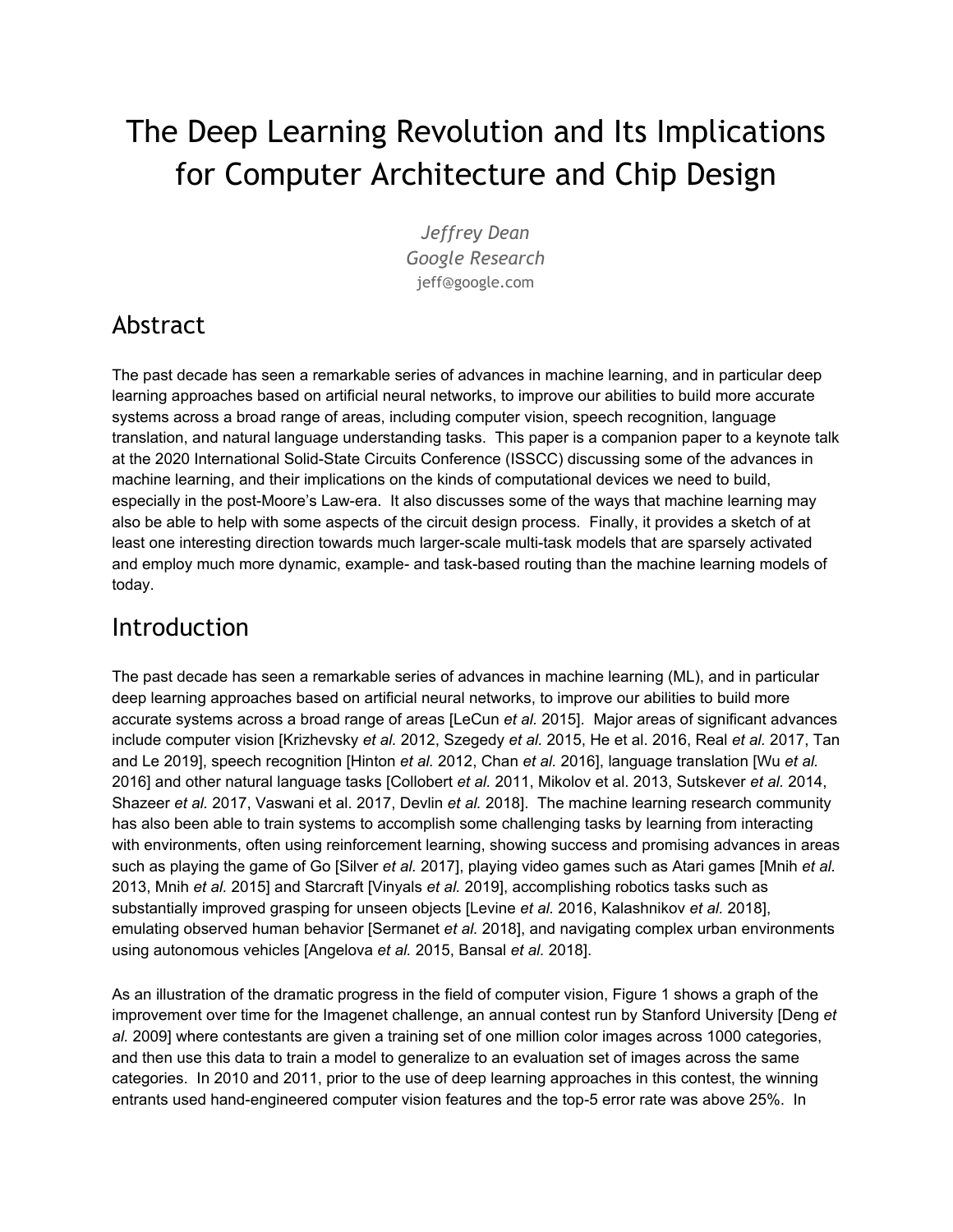# The Deep Learning Revolution and Its Implications for Computer Architecture and Chip Design

*Jeffrey Dean*
*Google Research*
jeff@google.com

## Abstract

The past decade has seen a remarkable series of advances in machine learning, and in particular deep learning approaches based on artificial neural networks, to improve our abilities to build more accurate systems across a broad range of areas, including computer vision, speech recognition, language translation, and natural language understanding tasks. This paper is a companion paper to a keynote talk at the 2020 International Solid-State Circuits Conference (ISSCC) discussing some of the advances in machine learning, and their implications on the kinds of computational devices we need to build, especially in the post-Moore's Law-era. It also discusses some of the ways that machine learning may also be able to help with some aspects of the circuit design process. Finally, it provides a sketch of at least one interesting direction towards much larger-scale multi-task models that are sparsely activated and employ much more dynamic, example- and task-based routing than the machine learning models of today.

## Introduction

The past decade has seen a remarkable series of advances in machine learning (ML), and in particular deep learning approaches based on artificial neural networks, to improve our abilities to build more accurate systems across a broad range of areas [LeCun *et al.* 2015]. Major areas of significant advances include computer vision [Krizhevsky *et al.* 2012, Szegedy *et al.* 2015, He et al. 2016, Real *et al.* 2017, Tan and Le 2019], speech recognition [Hinton *et al.* 2012, Chan *et al.* 2016], language translation [Wu *et al.* 2016] and other natural language tasks [Collobert *et al.* 2011, Mikolov et al. 2013, Sutskever *et al.* 2014, Shazeer *et al.* 2017, Vaswani et al. 2017, Devlin *et al.* 2018]. The machine learning research community has also been able to train systems to accomplish some challenging tasks by learning from interacting with environments, often using reinforcement learning, showing success and promising advances in areas such as playing the game of Go [Silver *et al.* 2017], playing video games such as Atari games [Mnih *et al.* 2013, Mnih *et al.* 2015] and Starcraft [Vinyals *et al.* 2019], accomplishing robotics tasks such as substantially improved grasping for unseen objects [Levine *et al.* 2016, Kalashnikov *et al.* 2018], emulating observed human behavior [Sermanet *et al.* 2018], and navigating complex urban environments using autonomous vehicles [Angelova *et al.* 2015, Bansal *et al.* 2018].

As an illustration of the dramatic progress in the field of computer vision, Figure 1 shows a graph of the improvement over time for the Imagenet challenge, an annual contest run by Stanford University [Deng *et al.* 2009] where contestants are given a training set of one million color images across 1000 categories, and then use this data to train a model to generalize to an evaluation set of images across the same categories. In 2010 and 2011, prior to the use of deep learning approaches in this contest, the winning entrants used hand-engineered computer vision features and the top-5 error rate was above 25%. In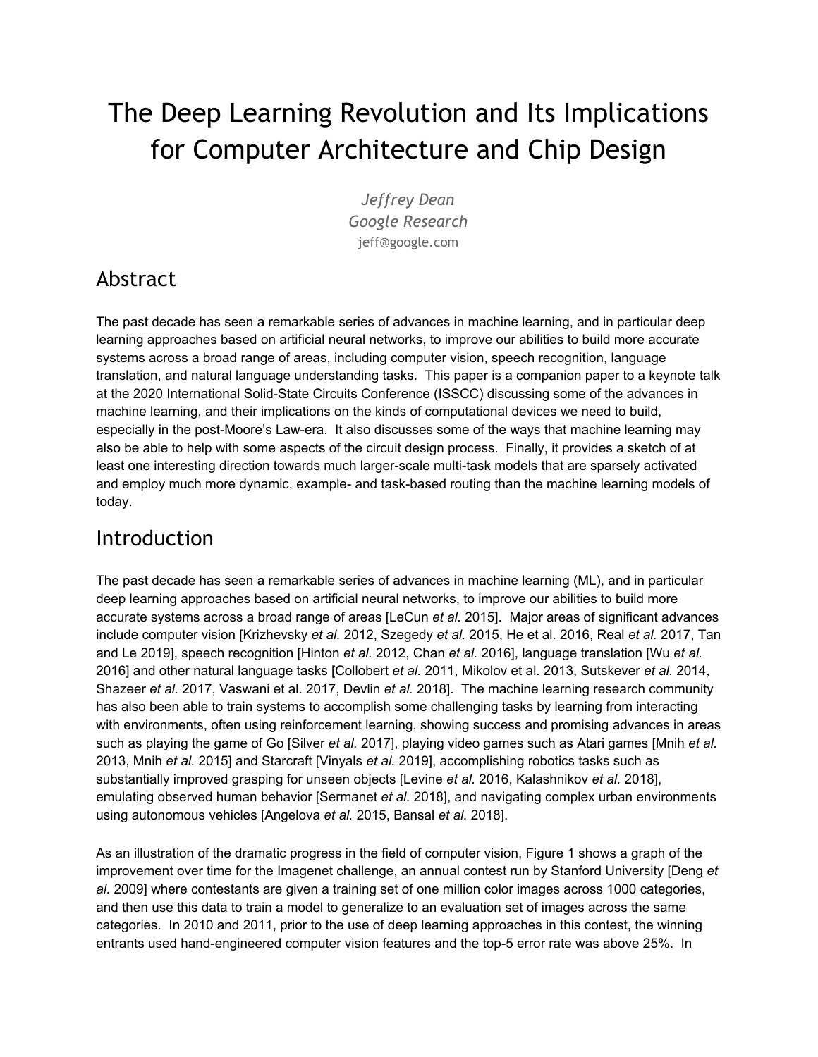# The Deep Learning Revolution and Its Implications for Computer Architecture and Chip Design

*Jeffrey Dean*
*Google Research*
jeff@google.com

## Abstract

The past decade has seen a remarkable series of advances in machine learning, and in particular deep learning approaches based on artificial neural networks, to improve our abilities to build more accurate systems across a broad range of areas, including computer vision, speech recognition, language translation, and natural language understanding tasks. This paper is a companion paper to a keynote talk at the 2020 International Solid-State Circuits Conference (ISSCC) discussing some of the advances in machine learning, and their implications on the kinds of computational devices we need to build, especially in the post-Moore's Law-era. It also discusses some of the ways that machine learning may also be able to help with some aspects of the circuit design process. Finally, it provides a sketch of at least one interesting direction towards much larger-scale multi-task models that are sparsely activated and employ much more dynamic, example- and task-based routing than the machine learning models of today.

## Introduction

The past decade has seen a remarkable series of advances in machine learning (ML), and in particular deep learning approaches based on artificial neural networks, to improve our abilities to build more accurate systems across a broad range of areas [LeCun *et al.* 2015]. Major areas of significant advances include computer vision [Krizhevsky *et al.* 2012, Szegedy *et al.* 2015, He et al. 2016, Real *et al.* 2017, Tan and Le 2019], speech recognition [Hinton *et al.* 2012, Chan *et al.* 2016], language translation [Wu *et al.* 2016] and other natural language tasks [Collobert *et al.* 2011, Mikolov et al. 2013, Sutskever *et al.* 2014, Shazeer *et al.* 2017, Vaswani et al. 2017, Devlin *et al.* 2018]. The machine learning research community has also been able to train systems to accomplish some challenging tasks by learning from interacting with environments, often using reinforcement learning, showing success and promising advances in areas such as playing the game of Go [Silver *et al.* 2017], playing video games such as Atari games [Mnih *et al.* 2013, Mnih *et al.* 2015] and Starcraft [Vinyals *et al.* 2019], accomplishing robotics tasks such as substantially improved grasping for unseen objects [Levine *et al.* 2016, Kalashnikov *et al.* 2018], emulating observed human behavior [Sermanet *et al.* 2018], and navigating complex urban environments using autonomous vehicles [Angelova *et al.* 2015, Bansal *et al.* 2018].

As an illustration of the dramatic progress in the field of computer vision, Figure 1 shows a graph of the improvement over time for the Imagenet challenge, an annual contest run by Stanford University [Deng *et al.* 2009] where contestants are given a training set of one million color images across 1000 categories, and then use this data to train a model to generalize to an evaluation set of images across the same categories. In 2010 and 2011, prior to the use of deep learning approaches in this contest, the winning entrants used hand-engineered computer vision features and the top-5 error rate was above 25%. In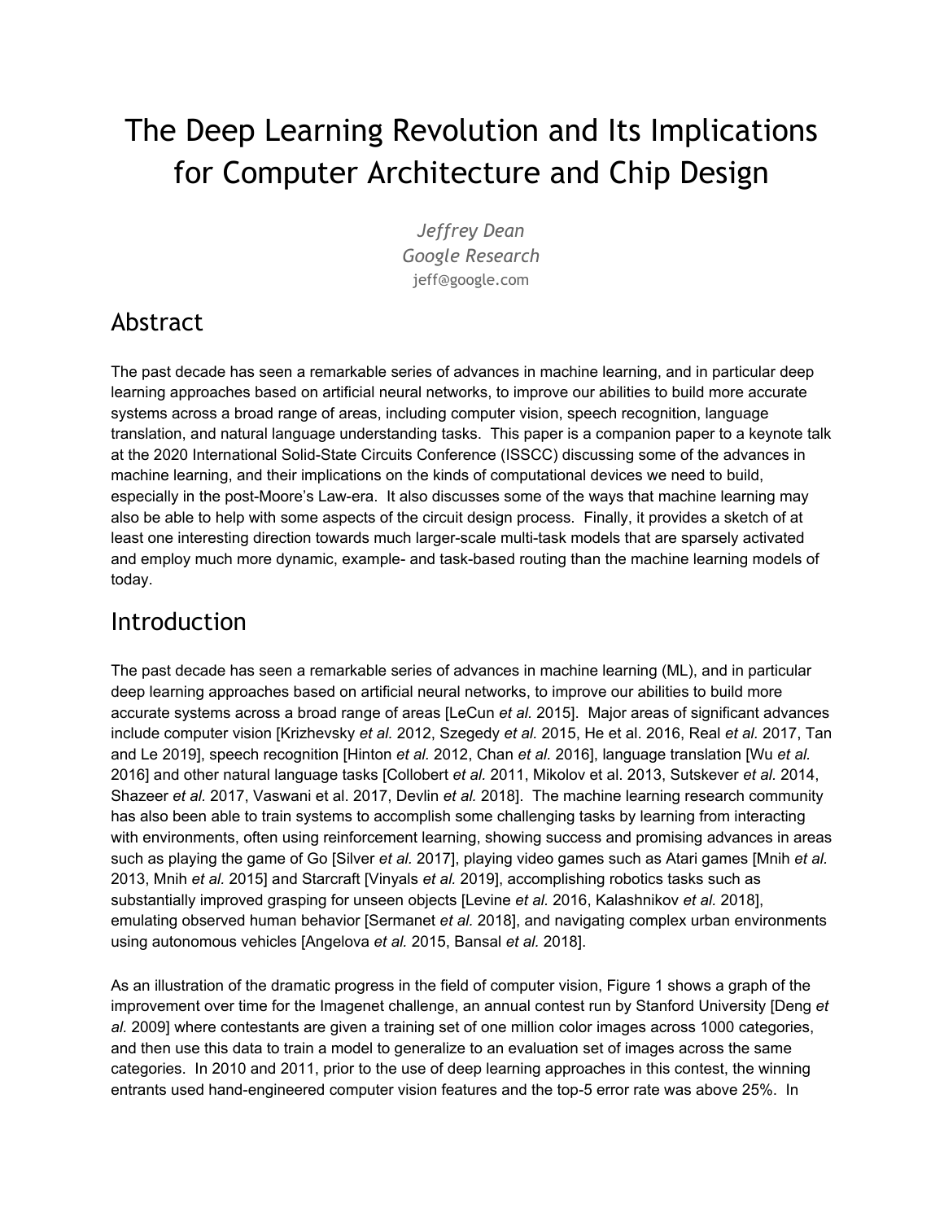# The Deep Learning Revolution and Its Implications for Computer Architecture and Chip Design

*Jeffrey Dean*
*Google Research*
jeff@google.com

## Abstract

The past decade has seen a remarkable series of advances in machine learning, and in particular deep learning approaches based on artificial neural networks, to improve our abilities to build more accurate systems across a broad range of areas, including computer vision, speech recognition, language translation, and natural language understanding tasks. This paper is a companion paper to a keynote talk at the 2020 International Solid-State Circuits Conference (ISSCC) discussing some of the advances in machine learning, and their implications on the kinds of computational devices we need to build, especially in the post-Moore's Law-era. It also discusses some of the ways that machine learning may also be able to help with some aspects of the circuit design process. Finally, it provides a sketch of at least one interesting direction towards much larger-scale multi-task models that are sparsely activated and employ much more dynamic, example- and task-based routing than the machine learning models of today.

## Introduction

The past decade has seen a remarkable series of advances in machine learning (ML), and in particular deep learning approaches based on artificial neural networks, to improve our abilities to build more accurate systems across a broad range of areas [LeCun *et al.* 2015]. Major areas of significant advances include computer vision [Krizhevsky *et al.* 2012, Szegedy *et al.* 2015, He et al. 2016, Real *et al.* 2017, Tan and Le 2019], speech recognition [Hinton *et al.* 2012, Chan *et al.* 2016], language translation [Wu *et al.* 2016] and other natural language tasks [Collobert *et al.* 2011, Mikolov et al. 2013, Sutskever *et al.* 2014, Shazeer *et al.* 2017, Vaswani et al. 2017, Devlin *et al.* 2018]. The machine learning research community has also been able to train systems to accomplish some challenging tasks by learning from interacting with environments, often using reinforcement learning, showing success and promising advances in areas such as playing the game of Go [Silver *et al.* 2017], playing video games such as Atari games [Mnih *et al.* 2013, Mnih *et al.* 2015] and Starcraft [Vinyals *et al.* 2019], accomplishing robotics tasks such as substantially improved grasping for unseen objects [Levine *et al.* 2016, Kalashnikov *et al.* 2018], emulating observed human behavior [Sermanet *et al.* 2018], and navigating complex urban environments using autonomous vehicles [Angelova *et al.* 2015, Bansal *et al.* 2018].

As an illustration of the dramatic progress in the field of computer vision, Figure 1 shows a graph of the improvement over time for the Imagenet challenge, an annual contest run by Stanford University [Deng *et al.* 2009] where contestants are given a training set of one million color images across 1000 categories, and then use this data to train a model to generalize to an evaluation set of images across the same categories. In 2010 and 2011, prior to the use of deep learning approaches in this contest, the winning entrants used hand-engineered computer vision features and the top-5 error rate was above 25%. In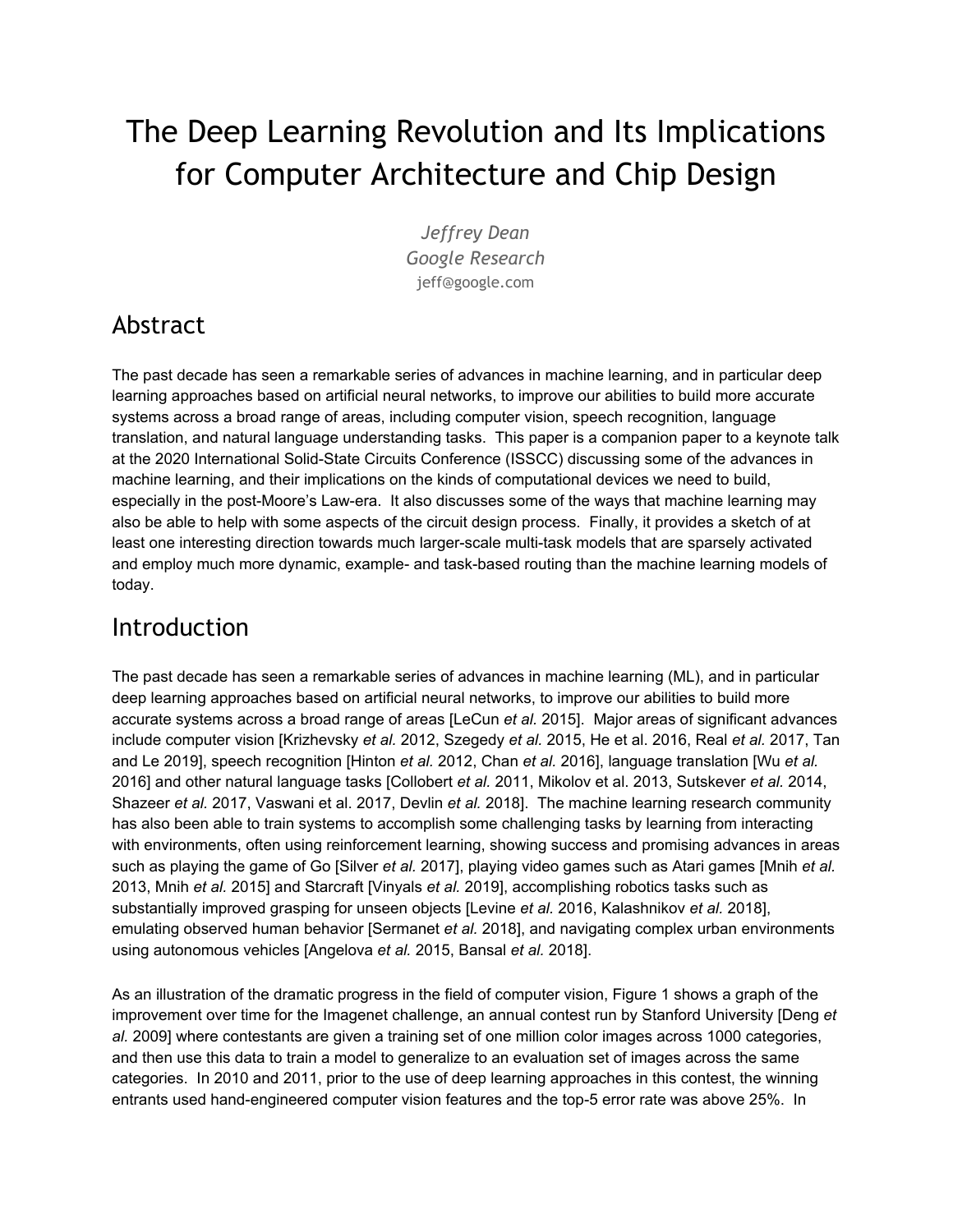# The Deep Learning Revolution and Its Implications for Computer Architecture and Chip Design

*Jeffrey Dean*
*Google Research*
jeff@google.com

## Abstract

The past decade has seen a remarkable series of advances in machine learning, and in particular deep learning approaches based on artificial neural networks, to improve our abilities to build more accurate systems across a broad range of areas, including computer vision, speech recognition, language translation, and natural language understanding tasks. This paper is a companion paper to a keynote talk at the 2020 International Solid-State Circuits Conference (ISSCC) discussing some of the advances in machine learning, and their implications on the kinds of computational devices we need to build, especially in the post-Moore's Law-era. It also discusses some of the ways that machine learning may also be able to help with some aspects of the circuit design process. Finally, it provides a sketch of at least one interesting direction towards much larger-scale multi-task models that are sparsely activated and employ much more dynamic, example- and task-based routing than the machine learning models of today.

## Introduction

The past decade has seen a remarkable series of advances in machine learning (ML), and in particular deep learning approaches based on artificial neural networks, to improve our abilities to build more accurate systems across a broad range of areas [LeCun *et al.* 2015]. Major areas of significant advances include computer vision [Krizhevsky *et al.* 2012, Szegedy *et al.* 2015, He et al. 2016, Real *et al.* 2017, Tan and Le 2019], speech recognition [Hinton *et al.* 2012, Chan *et al.* 2016], language translation [Wu *et al.* 2016] and other natural language tasks [Collobert *et al.* 2011, Mikolov et al. 2013, Sutskever *et al.* 2014, Shazeer *et al.* 2017, Vaswani et al. 2017, Devlin *et al.* 2018]. The machine learning research community has also been able to train systems to accomplish some challenging tasks by learning from interacting with environments, often using reinforcement learning, showing success and promising advances in areas such as playing the game of Go [Silver *et al.* 2017], playing video games such as Atari games [Mnih *et al.* 2013, Mnih *et al.* 2015] and Starcraft [Vinyals *et al.* 2019], accomplishing robotics tasks such as substantially improved grasping for unseen objects [Levine *et al.* 2016, Kalashnikov *et al.* 2018], emulating observed human behavior [Sermanet *et al.* 2018], and navigating complex urban environments using autonomous vehicles [Angelova *et al.* 2015, Bansal *et al.* 2018].

As an illustration of the dramatic progress in the field of computer vision, Figure 1 shows a graph of the improvement over time for the Imagenet challenge, an annual contest run by Stanford University [Deng *et al.* 2009] where contestants are given a training set of one million color images across 1000 categories, and then use this data to train a model to generalize to an evaluation set of images across the same categories. In 2010 and 2011, prior to the use of deep learning approaches in this contest, the winning entrants used hand-engineered computer vision features and the top-5 error rate was above 25%. In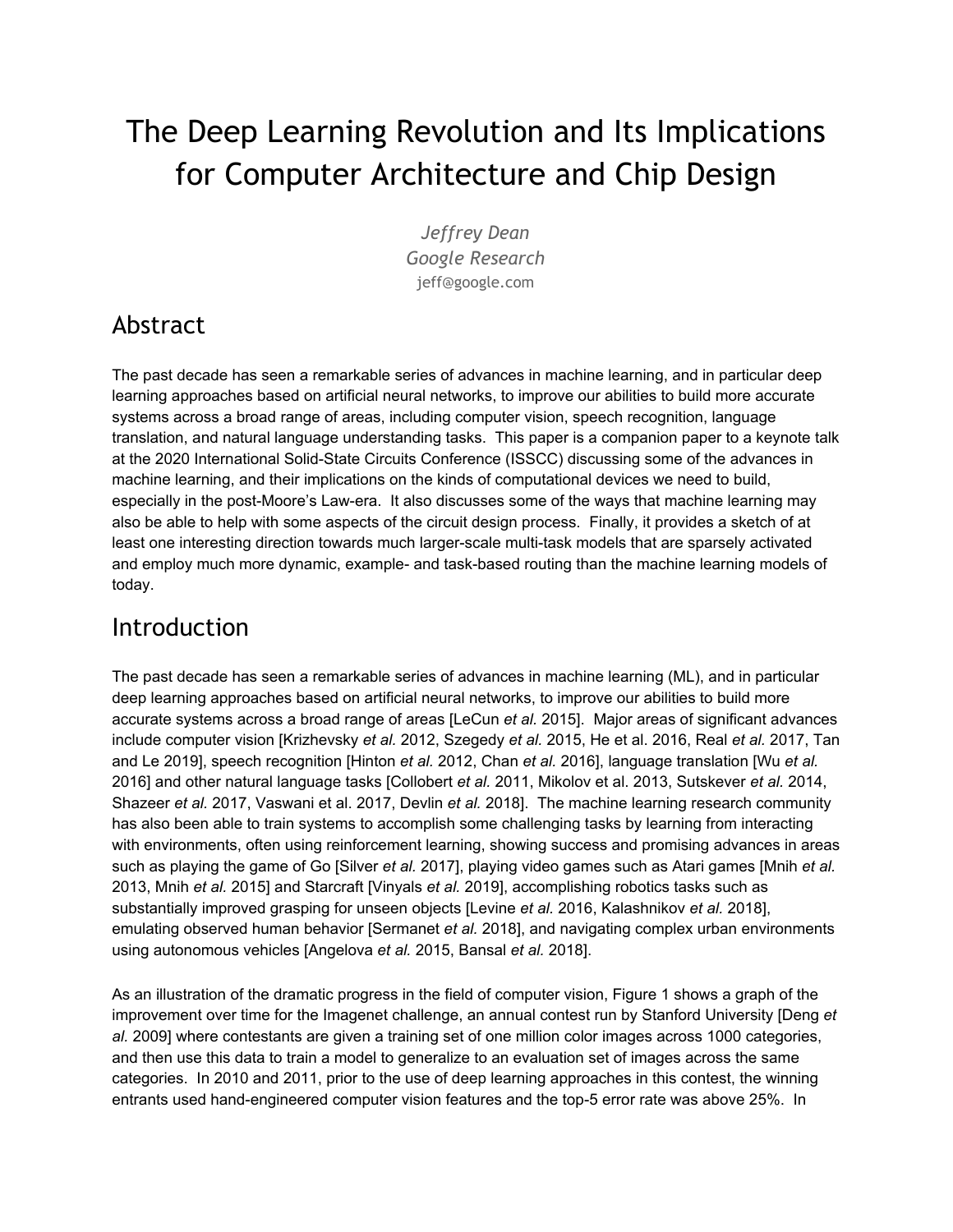# The Deep Learning Revolution and Its Implications for Computer Architecture and Chip Design

*Jeffrey Dean*
*Google Research*
jeff@google.com

## Abstract

The past decade has seen a remarkable series of advances in machine learning, and in particular deep learning approaches based on artificial neural networks, to improve our abilities to build more accurate systems across a broad range of areas, including computer vision, speech recognition, language translation, and natural language understanding tasks. This paper is a companion paper to a keynote talk at the 2020 International Solid-State Circuits Conference (ISSCC) discussing some of the advances in machine learning, and their implications on the kinds of computational devices we need to build, especially in the post-Moore's Law-era. It also discusses some of the ways that machine learning may also be able to help with some aspects of the circuit design process. Finally, it provides a sketch of at least one interesting direction towards much larger-scale multi-task models that are sparsely activated and employ much more dynamic, example- and task-based routing than the machine learning models of today.

## Introduction

The past decade has seen a remarkable series of advances in machine learning (ML), and in particular deep learning approaches based on artificial neural networks, to improve our abilities to build more accurate systems across a broad range of areas [LeCun *et al.* 2015]. Major areas of significant advances include computer vision [Krizhevsky *et al.* 2012, Szegedy *et al.* 2015, He et al. 2016, Real *et al.* 2017, Tan and Le 2019], speech recognition [Hinton *et al.* 2012, Chan *et al.* 2016], language translation [Wu *et al.* 2016] and other natural language tasks [Collobert *et al.* 2011, Mikolov et al. 2013, Sutskever *et al.* 2014, Shazeer *et al.* 2017, Vaswani et al. 2017, Devlin *et al.* 2018]. The machine learning research community has also been able to train systems to accomplish some challenging tasks by learning from interacting with environments, often using reinforcement learning, showing success and promising advances in areas such as playing the game of Go [Silver *et al.* 2017], playing video games such as Atari games [Mnih *et al.* 2013, Mnih *et al.* 2015] and Starcraft [Vinyals *et al.* 2019], accomplishing robotics tasks such as substantially improved grasping for unseen objects [Levine *et al.* 2016, Kalashnikov *et al.* 2018], emulating observed human behavior [Sermanet *et al.* 2018], and navigating complex urban environments using autonomous vehicles [Angelova *et al.* 2015, Bansal *et al.* 2018].

As an illustration of the dramatic progress in the field of computer vision, Figure 1 shows a graph of the improvement over time for the Imagenet challenge, an annual contest run by Stanford University [Deng *et al.* 2009] where contestants are given a training set of one million color images across 1000 categories, and then use this data to train a model to generalize to an evaluation set of images across the same categories. In 2010 and 2011, prior to the use of deep learning approaches in this contest, the winning entrants used hand-engineered computer vision features and the top-5 error rate was above 25%. In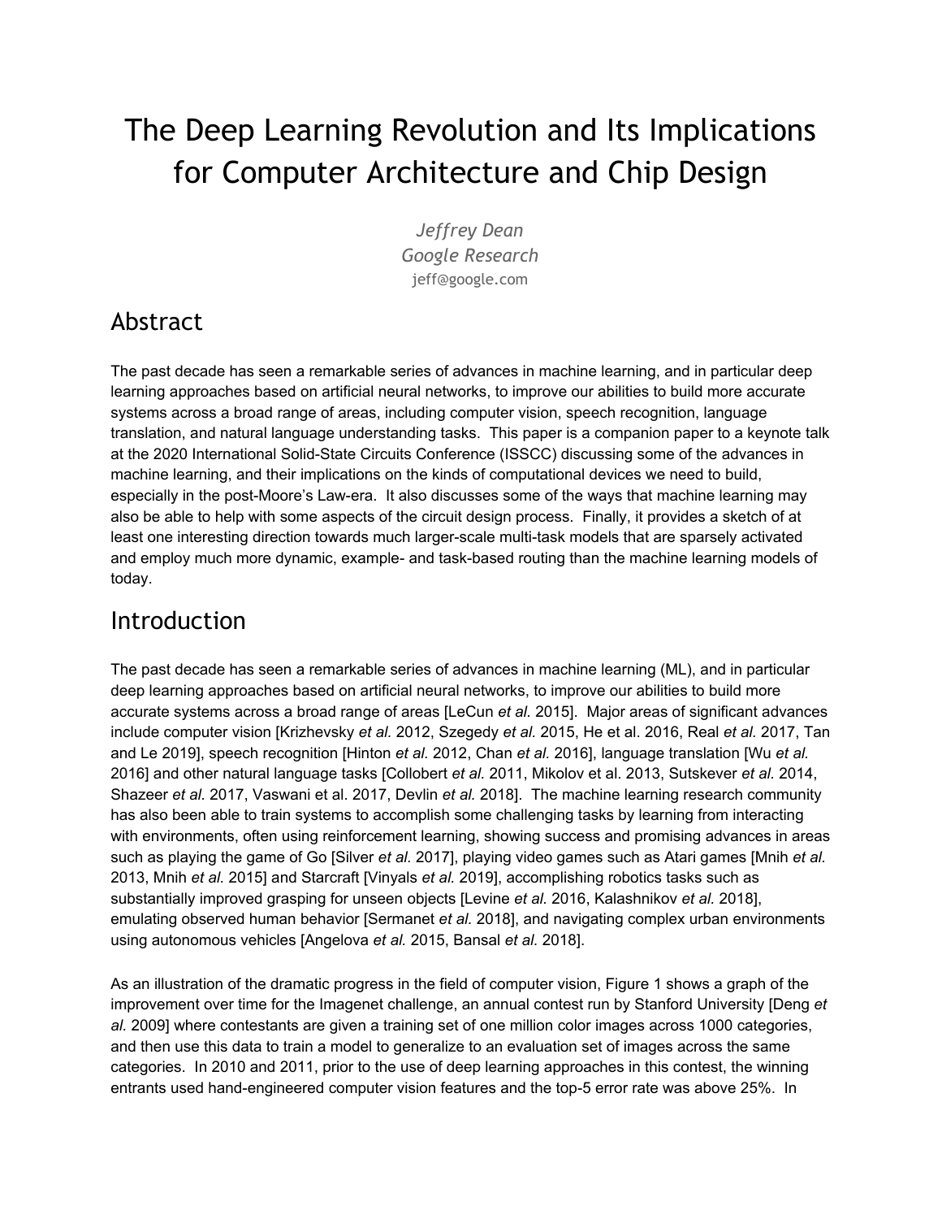# The Deep Learning Revolution and Its Implications for Computer Architecture and Chip Design

*Jeffrey Dean*
*Google Research*
jeff@google.com

## Abstract

The past decade has seen a remarkable series of advances in machine learning, and in particular deep learning approaches based on artificial neural networks, to improve our abilities to build more accurate systems across a broad range of areas, including computer vision, speech recognition, language translation, and natural language understanding tasks. This paper is a companion paper to a keynote talk at the 2020 International Solid-State Circuits Conference (ISSCC) discussing some of the advances in machine learning, and their implications on the kinds of computational devices we need to build, especially in the post-Moore's Law-era. It also discusses some of the ways that machine learning may also be able to help with some aspects of the circuit design process. Finally, it provides a sketch of at least one interesting direction towards much larger-scale multi-task models that are sparsely activated and employ much more dynamic, example- and task-based routing than the machine learning models of today.

## Introduction

The past decade has seen a remarkable series of advances in machine learning (ML), and in particular deep learning approaches based on artificial neural networks, to improve our abilities to build more accurate systems across a broad range of areas [LeCun *et al.* 2015]. Major areas of significant advances include computer vision [Krizhevsky *et al.* 2012, Szegedy *et al.* 2015, He et al. 2016, Real *et al.* 2017, Tan and Le 2019], speech recognition [Hinton *et al.* 2012, Chan *et al.* 2016], language translation [Wu *et al.* 2016] and other natural language tasks [Collobert *et al.* 2011, Mikolov et al. 2013, Sutskever *et al.* 2014, Shazeer *et al.* 2017, Vaswani et al. 2017, Devlin *et al.* 2018]. The machine learning research community has also been able to train systems to accomplish some challenging tasks by learning from interacting with environments, often using reinforcement learning, showing success and promising advances in areas such as playing the game of Go [Silver *et al.* 2017], playing video games such as Atari games [Mnih *et al.* 2013, Mnih *et al.* 2015] and Starcraft [Vinyals *et al.* 2019], accomplishing robotics tasks such as substantially improved grasping for unseen objects [Levine *et al.* 2016, Kalashnikov *et al.* 2018], emulating observed human behavior [Sermanet *et al.* 2018], and navigating complex urban environments using autonomous vehicles [Angelova *et al.* 2015, Bansal *et al.* 2018].

As an illustration of the dramatic progress in the field of computer vision, Figure 1 shows a graph of the improvement over time for the Imagenet challenge, an annual contest run by Stanford University [Deng *et al.* 2009] where contestants are given a training set of one million color images across 1000 categories, and then use this data to train a model to generalize to an evaluation set of images across the same categories. In 2010 and 2011, prior to the use of deep learning approaches in this contest, the winning entrants used hand-engineered computer vision features and the top-5 error rate was above 25%. In